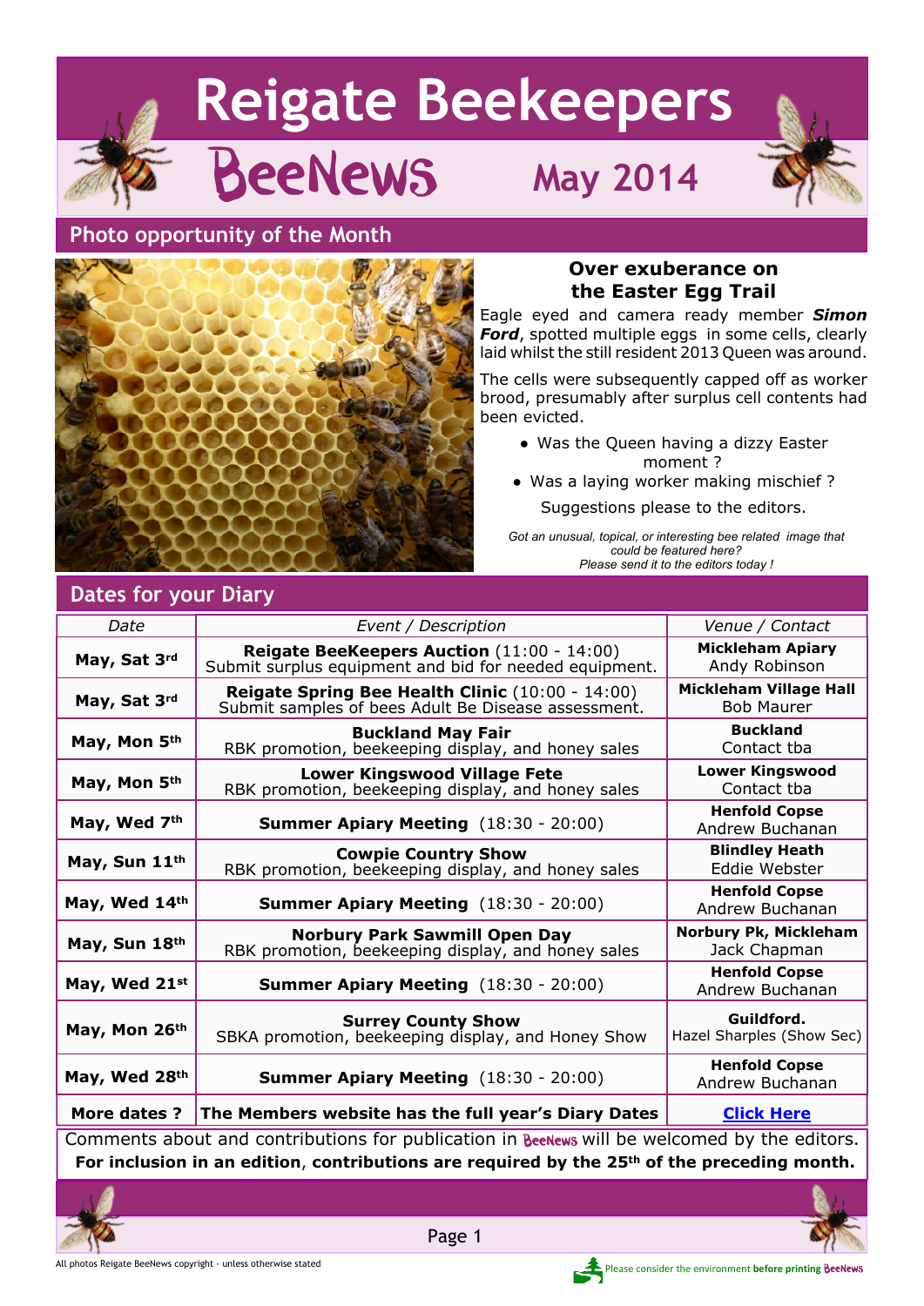# Reigate Beekeepers

# BeeNews May 2014

## Photo opportunity of the Month

### Over exuberance on the Easter Egg Trail

Eagle eyed and camera ready member ***Simon Ford***, spotted multiple eggs in some cells, clearly laid whilst the still resident 2013 Queen was around.

The cells were subsequently capped off as worker brood, presumably after surplus cell contents had been evicted.

- Was the Queen having a dizzy Easter moment ?
- Was a laying worker making mischief ?

Suggestions please to the editors.

*Got an unusual, topical, or interesting bee related image that could be featured here? Please send it to the editors today !*

## Dates for your Diary

| Date | Event / Description | Venue / Contact |
|---|---|---|
| **May, Sat 3rd** | **Reigate BeeKeepers Auction** (11:00 - 14:00) Submit surplus equipment and bid for needed equipment. | **Mickleham Apiary** Andy Robinson |
| **May, Sat 3rd** | **Reigate Spring Bee Health Clinic** (10:00 - 14:00) Submit samples of bees Adult Be Disease assessment. | **Mickleham Village Hall** Bob Maurer |
| **May, Mon 5th** | **Buckland May Fair** RBK promotion, beekeeping display, and honey sales | **Buckland** Contact tba |
| **May, Mon 5th** | **Lower Kingswood Village Fete** RBK promotion, beekeeping display, and honey sales | **Lower Kingswood** Contact tba |
| **May, Wed 7th** | **Summer Apiary Meeting** (18:30 - 20:00) | **Henfold Copse** Andrew Buchanan |
| **May, Sun 11th** | **Cowpie Country Show** RBK promotion, beekeeping display, and honey sales | **Blindley Heath** Eddie Webster |
| **May, Wed 14th** | **Summer Apiary Meeting** (18:30 - 20:00) | **Henfold Copse** Andrew Buchanan |
| **May, Sun 18th** | **Norbury Park Sawmill Open Day** RBK promotion, beekeeping display, and honey sales | **Norbury Pk, Mickleham** Jack Chapman |
| **May, Wed 21st** | **Summer Apiary Meeting** (18:30 - 20:00) | **Henfold Copse** Andrew Buchanan |
| **May, Mon 26th** | **Surrey County Show** SBKA promotion, beekeeping display, and Honey Show | **Guildford.** Hazel Sharples (Show Sec) |
| **May, Wed 28th** | **Summer Apiary Meeting** (18:30 - 20:00) | **Henfold Copse** Andrew Buchanan |
| **More dates ?** | **The Members website has the full year's Diary Dates** | **Click Here** |

Comments about and contributions for publication in BeeNews will be welcomed by the editors.
**For inclusion in an edition, contributions are required by the 25th of the preceding month.**

All photos Reigate BeeNews copyright - unless otherwise stated

Please consider the environment **before printing** BeeNews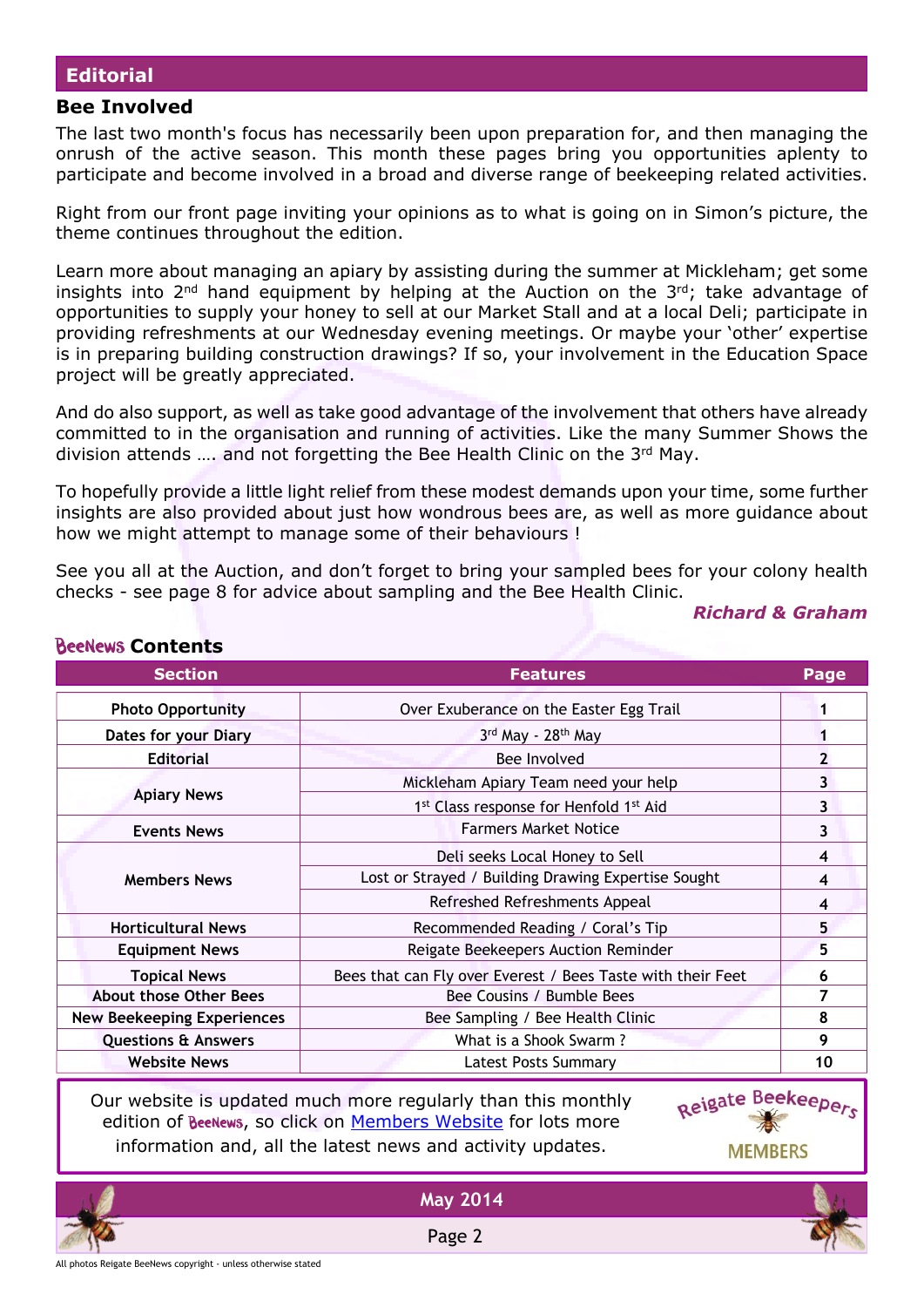## Editorial

### Bee Involved

The last two month's focus has necessarily been upon preparation for, and then managing the onrush of the active season. This month these pages bring you opportunities aplenty to participate and become involved in a broad and diverse range of beekeeping related activities.

Right from our front page inviting your opinions as to what is going on in Simon's picture, the theme continues throughout the edition.

Learn more about managing an apiary by assisting during the summer at Mickleham; get some insights into 2nd hand equipment by helping at the Auction on the 3rd; take advantage of opportunities to supply your honey to sell at our Market Stall and at a local Deli; participate in providing refreshments at our Wednesday evening meetings. Or maybe your 'other' expertise is in preparing building construction drawings? If so, your involvement in the Education Space project will be greatly appreciated.

And do also support, as well as take good advantage of the involvement that others have already committed to in the organisation and running of activities. Like the many Summer Shows the division attends …. and not forgetting the Bee Health Clinic on the 3rd May.

To hopefully provide a little light relief from these modest demands upon your time, some further insights are also provided about just how wondrous bees are, as well as more guidance about how we might attempt to manage some of their behaviours !

See you all at the Auction, and don't forget to bring your sampled bees for your colony health checks - see page 8 for advice about sampling and the Bee Health Clinic.

***Richard & Graham***

### BeeNews Contents

| Section | Features | Page |
|---|---|---|
| Photo Opportunity | Over Exuberance on the Easter Egg Trail | 1 |
| Dates for your Diary | 3rd May - 28th May | 1 |
| Editorial | Bee Involved | 2 |
| Apiary News | Mickleham Apiary Team need your help | 3 |
| | 1st Class response for Henfold 1st Aid | 3 |
| Events News | Farmers Market Notice | 3 |
| Members News | Deli seeks Local Honey to Sell | 4 |
| | Lost or Strayed / Building Drawing Expertise Sought | 4 |
| | Refreshed Refreshments Appeal | 4 |
| Horticultural News | Recommended Reading / Coral's Tip | 5 |
| Equipment News | Reigate Beekeepers Auction Reminder | 5 |
| Topical News | Bees that can Fly over Everest / Bees Taste with their Feet | 6 |
| About those Other Bees | Bee Cousins / Bumble Bees | 7 |
| New Beekeeping Experiences | Bee Sampling / Bee Health Clinic | 8 |
| Questions & Answers | What is a Shook Swarm ? | 9 |
| Website News | Latest Posts Summary | 10 |

Our website is updated much more regularly than this monthly edition of BeeNews, so click on [Members Website]() for lots more information and, all the latest news and activity updates.

Reigate Beekeepers MEMBERS

All photos Reigate BeeNews copyright - unless otherwise stated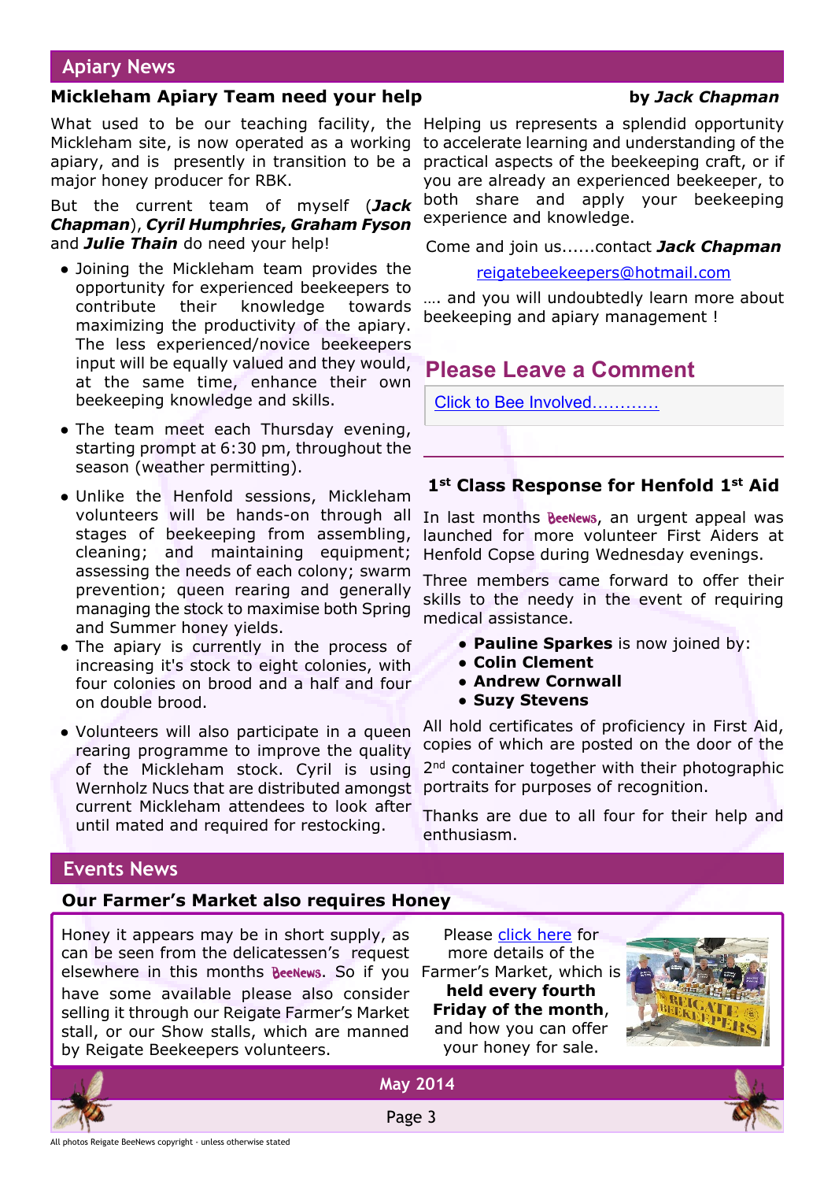## Apiary News

### Mickleham Apiary Team need your help

by *Jack Chapman*

What used to be our teaching facility, the Mickleham site, is now operated as a working apiary, and is presently in transition to be a major honey producer for RBK.

But the current team of myself (***Jack Chapman***), ***Cyril Humphries, Graham Fyson*** and ***Julie Thain*** do need your help!

- Joining the Mickleham team provides the opportunity for experienced beekeepers to contribute their knowledge towards maximizing the productivity of the apiary. The less experienced/novice beekeepers input will be equally valued and they would, at the same time, enhance their own beekeeping knowledge and skills.
- The team meet each Thursday evening, starting prompt at 6:30 pm, throughout the season (weather permitting).
- Unlike the Henfold sessions, Mickleham volunteers will be hands-on through all stages of beekeeping from assembling, cleaning; and maintaining equipment; assessing the needs of each colony; swarm prevention; queen rearing and generally managing the stock to maximise both Spring and Summer honey yields.
- The apiary is currently in the process of increasing it's stock to eight colonies, with four colonies on brood and a half and four on double brood.
- Volunteers will also participate in a queen rearing programme to improve the quality of the Mickleham stock. Cyril is using Wernholz Nucs that are distributed amongst current Mickleham attendees to look after until mated and required for restocking.

Helping us represents a splendid opportunity to accelerate learning and understanding of the practical aspects of the beekeeping craft, or if you are already an experienced beekeeper, to both share and apply your beekeeping experience and knowledge.

Come and join us......contact ***Jack Chapman***

reigatebeekeepers@hotmail.com

…. and you will undoubtedly learn more about beekeeping and apiary management !

## Please Leave a Comment

Click to Bee Involved…………

### 1st Class Response for Henfold 1st Aid

In last months BeeNews, an urgent appeal was launched for more volunteer First Aiders at Henfold Copse during Wednesday evenings.

Three members came forward to offer their skills to the needy in the event of requiring medical assistance.

- **Pauline Sparkes** is now joined by:
- **Colin Clement**
- **Andrew Cornwall**
- **Suzy Stevens**

All hold certificates of proficiency in First Aid, copies of which are posted on the door of the 2nd container together with their photographic portraits for purposes of recognition.

Thanks are due to all four for their help and enthusiasm.

## Events News

### Our Farmer's Market also requires Honey

Honey it appears may be in short supply, as can be seen from the delicatessen's request elsewhere in this months BeeNews. So if you have some available please also consider selling it through our Reigate Farmer's Market stall, or our Show stalls, which are manned by Reigate Beekeepers volunteers.

Please click here for more details of the Farmer's Market, which is **held every fourth Friday of the month**, and how you can offer your honey for sale.

All photos Reigate BeeNews copyright - unless otherwise stated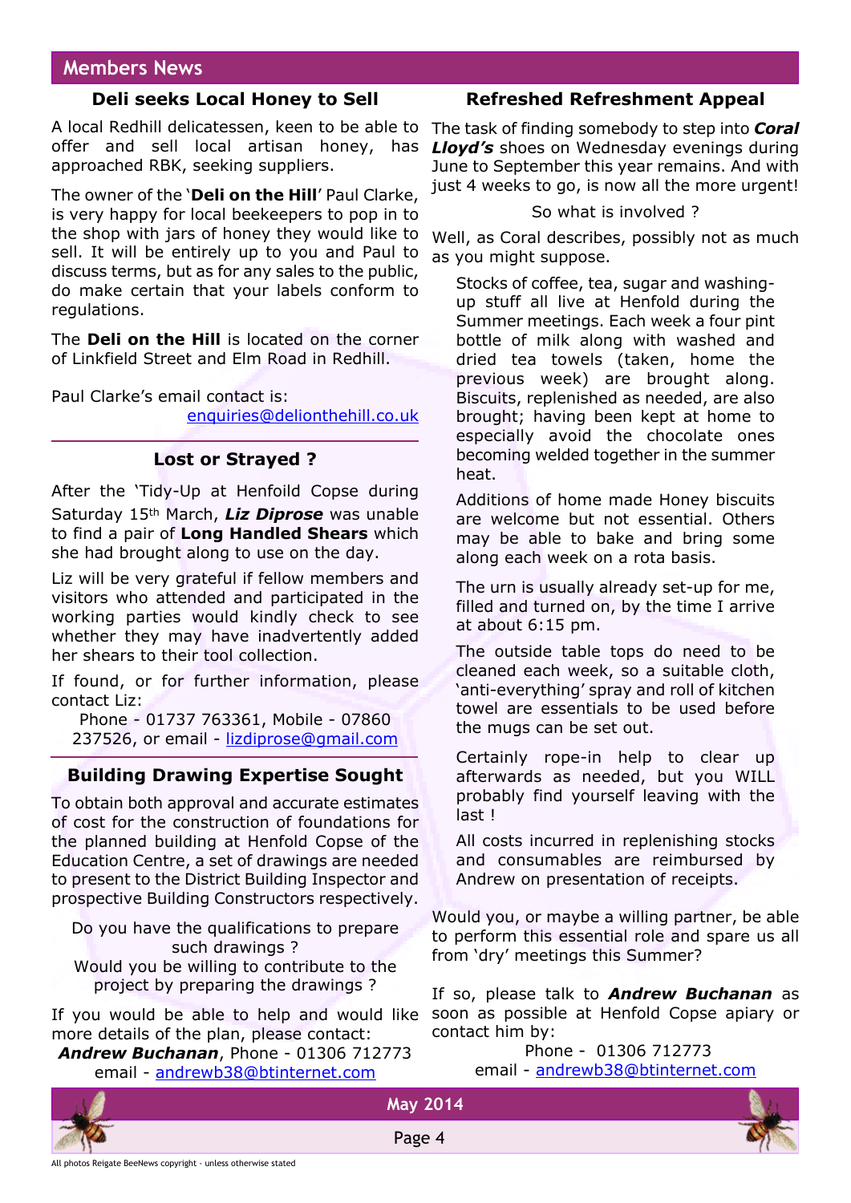## Members News

### Deli seeks Local Honey to Sell

A local Redhill delicatessen, keen to be able to offer and sell local artisan honey, has approached RBK, seeking suppliers.

The owner of the '**Deli on the Hill**' Paul Clarke, is very happy for local beekeepers to pop in to the shop with jars of honey they would like to sell. It will be entirely up to you and Paul to discuss terms, but as for any sales to the public, do make certain that your labels conform to regulations.

The **Deli on the Hill** is located on the corner of Linkfield Street and Elm Road in Redhill.

Paul Clarke's email contact is:
enquiries@delionthehill.co.uk

### Lost or Strayed ?

After the 'Tidy-Up at Henfoild Copse during Saturday 15th March, ***Liz Diprose*** was unable to find a pair of **Long Handled Shears** which she had brought along to use on the day.

Liz will be very grateful if fellow members and visitors who attended and participated in the working parties would kindly check to see whether they may have inadvertently added her shears to their tool collection.

If found, or for further information, please contact Liz:
Phone - 01737 763361, Mobile - 07860 237526, or email - lizdiprose@gmail.com

### Building Drawing Expertise Sought

To obtain both approval and accurate estimates of cost for the construction of foundations for the planned building at Henfold Copse of the Education Centre, a set of drawings are needed to present to the District Building Inspector and prospective Building Constructors respectively.

Do you have the qualifications to prepare such drawings ?
Would you be willing to contribute to the project by preparing the drawings ?

If you would be able to help and would like more details of the plan, please contact:
***Andrew Buchanan***, Phone - 01306 712773
email - andrewb38@btinternet.com

### Refreshed Refreshment Appeal

The task of finding somebody to step into ***Coral Lloyd's*** shoes on Wednesday evenings during June to September this year remains. And with just 4 weeks to go, is now all the more urgent!

So what is involved ?

Well, as Coral describes, possibly not as much as you might suppose.

> Stocks of coffee, tea, sugar and washing-up stuff all live at Henfold during the Summer meetings. Each week a four pint bottle of milk along with washed and dried tea towels (taken, home the previous week) are brought along. Biscuits, replenished as needed, are also brought; having been kept at home to especially avoid the chocolate ones becoming welded together in the summer heat.
>
> Additions of home made Honey biscuits are welcome but not essential. Others may be able to bake and bring some along each week on a rota basis.
>
> The urn is usually already set-up for me, filled and turned on, by the time I arrive at about 6:15 pm.
>
> The outside table tops do need to be cleaned each week, so a suitable cloth, 'anti-everything' spray and roll of kitchen towel are essentials to be used before the mugs can be set out.
>
> Certainly rope-in help to clear up afterwards as needed, but you WILL probably find yourself leaving with the last !
>
> All costs incurred in replenishing stocks and consumables are reimbursed by Andrew on presentation of receipts.

Would you, or maybe a willing partner, be able to perform this essential role and spare us all from 'dry' meetings this Summer?

If so, please talk to ***Andrew Buchanan*** as soon as possible at Henfold Copse apiary or contact him by:
Phone - 01306 712773
email - andrewb38@btinternet.com

All photos Reigate BeeNews copyright - unless otherwise stated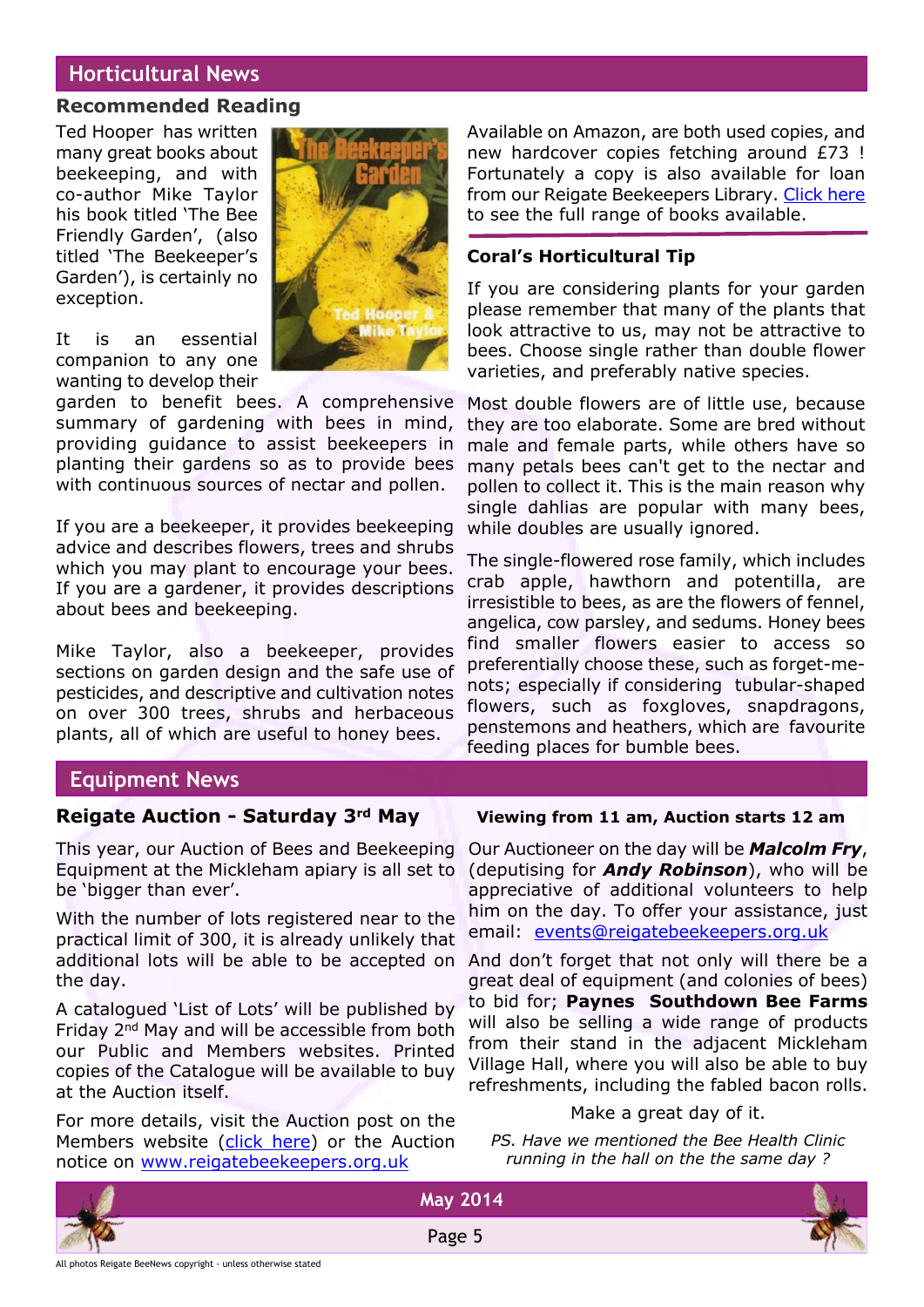## Horticultural News

### Recommended Reading

Ted Hooper has written many great books about beekeeping, and with co-author Mike Taylor his book titled 'The Bee Friendly Garden', (also titled 'The Beekeeper's Garden'), is certainly no exception.

It is an essential companion to any one wanting to develop their garden to benefit bees. A comprehensive summary of gardening with bees in mind, providing guidance to assist beekeepers in planting their gardens so as to provide bees with continuous sources of nectar and pollen.

If you are a beekeeper, it provides beekeeping advice and describes flowers, trees and shrubs which you may plant to encourage your bees. If you are a gardener, it provides descriptions about bees and beekeeping.

Mike Taylor, also a beekeeper, provides sections on garden design and the safe use of pesticides, and descriptive and cultivation notes on over 300 trees, shrubs and herbaceous plants, all of which are useful to honey bees.

Available on Amazon, are both used copies, and new hardcover copies fetching around £73 ! Fortunately a copy is also available for loan from our Reigate Beekeepers Library. Click here to see the full range of books available.

### Coral's Horticultural Tip

If you are considering plants for your garden please remember that many of the plants that look attractive to us, may not be attractive to bees. Choose single rather than double flower varieties, and preferably native species.

Most double flowers are of little use, because they are too elaborate. Some are bred without male and female parts, while others have so many petals bees can't get to the nectar and pollen to collect it. This is the main reason why single dahlias are popular with many bees, while doubles are usually ignored.

The single-flowered rose family, which includes crab apple, hawthorn and potentilla, are irresistible to bees, as are the flowers of fennel, angelica, cow parsley, and sedums. Honey bees find smaller flowers easier to access so preferentially choose these, such as forget-me-nots; especially if considering tubular-shaped flowers, such as foxgloves, snapdragons, penstemons and heathers, which are favourite feeding places for bumble bees.

## Equipment News

### Reigate Auction - Saturday 3rd May

**Viewing from 11 am, Auction starts 12 am**

This year, our Auction of Bees and Beekeeping Equipment at the Mickleham apiary is all set to be 'bigger than ever'.

With the number of lots registered near to the practical limit of 300, it is already unlikely that additional lots will be able to be accepted on the day.

A catalogued 'List of Lots' will be published by Friday 2nd May and will be accessible from both our Public and Members websites. Printed copies of the Catalogue will be available to buy at the Auction itself.

For more details, visit the Auction post on the Members website (click here) or the Auction notice on www.reigatebeekeepers.org.uk

Our Auctioneer on the day will be ***Malcolm Fry***, (deputising for ***Andy Robinson***), who will be appreciative of additional volunteers to help him on the day. To offer your assistance, just email: events@reigatebeekeepers.org.uk

And don't forget that not only will there be a great deal of equipment (and colonies of bees) to bid for; **Paynes Southdown Bee Farms** will also be selling a wide range of products from their stand in the adjacent Mickleham Village Hall, where you will also be able to buy refreshments, including the fabled bacon rolls.

Make a great day of it.

*PS. Have we mentioned the Bee Health Clinic running in the hall on the the same day ?*

All photos Reigate BeeNews copyright - unless otherwise stated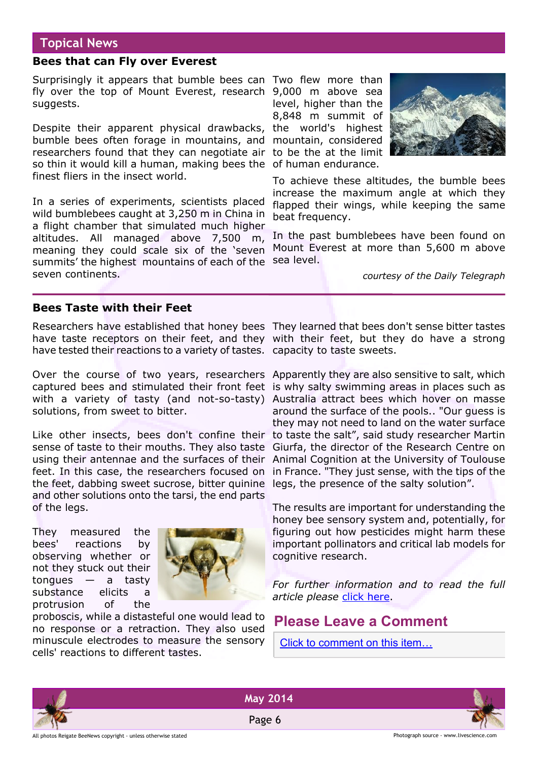## Topical News

### Bees that can Fly over Everest

Surprisingly it appears that bumble bees can fly over the top of Mount Everest, research suggests.

Despite their apparent physical drawbacks, bumble bees often forage in mountains, and researchers found that they can negotiate air so thin it would kill a human, making bees the finest fliers in the insect world.

In a series of experiments, scientists placed wild bumblebees caught at 3,250 m in China in a flight chamber that simulated much higher altitudes. All managed above 7,500 m, meaning they could scale six of the 'seven summits' the highest mountains of each of the seven continents.

Two flew more than 9,000 m above sea level, higher than the 8,848 m summit of the world's highest mountain, considered to be the at the limit of human endurance.

To achieve these altitudes, the bumble bees increase the maximum angle at which they flapped their wings, while keeping the same beat frequency.

In the past bumblebees have been found on Mount Everest at more than 5,600 m above sea level.

*courtesy of the Daily Telegraph*

### Bees Taste with their Feet

Researchers have established that honey bees have taste receptors on their feet, and they have tested their reactions to a variety of tastes.

Over the course of two years, researchers captured bees and stimulated their front feet with a variety of tasty (and not-so-tasty) solutions, from sweet to bitter.

Like other insects, bees don't confine their sense of taste to their mouths. They also taste using their antennae and the surfaces of their feet. In this case, the researchers focused on the feet, dabbing sweet sucrose, bitter quinine and other solutions onto the tarsi, the end parts of the legs.

They measured the bees' reactions by observing whether or not they stuck out their tongues — a tasty substance elicits a protrusion of the proboscis, while a distasteful one would lead to no response or a retraction. They also used minuscule electrodes to measure the sensory cells' reactions to different tastes.

They learned that bees don't sense bitter tastes with their feet, but they do have a strong capacity to taste sweets.

Apparently they are also sensitive to salt, which is why salty swimming areas in places such as Australia attract bees which hover on masse around the surface of the pools.. "Our guess is they may not need to land on the water surface to taste the salt", said study researcher Martin Giurfa, the director of the Research Centre on Animal Cognition at the University of Toulouse in France. "They just sense, with the tips of the legs, the presence of the salty solution".

The results are important for understanding the honey bee sensory system and, potentially, for figuring out how pesticides might harm these important pollinators and critical lab models for cognitive research.

*For further information and to read the full article please click here.*

## Please Leave a Comment

Click to comment on this item…

All photos Reigate BeeNews copyright - unless otherwise stated

Photograph source - www.livescience.com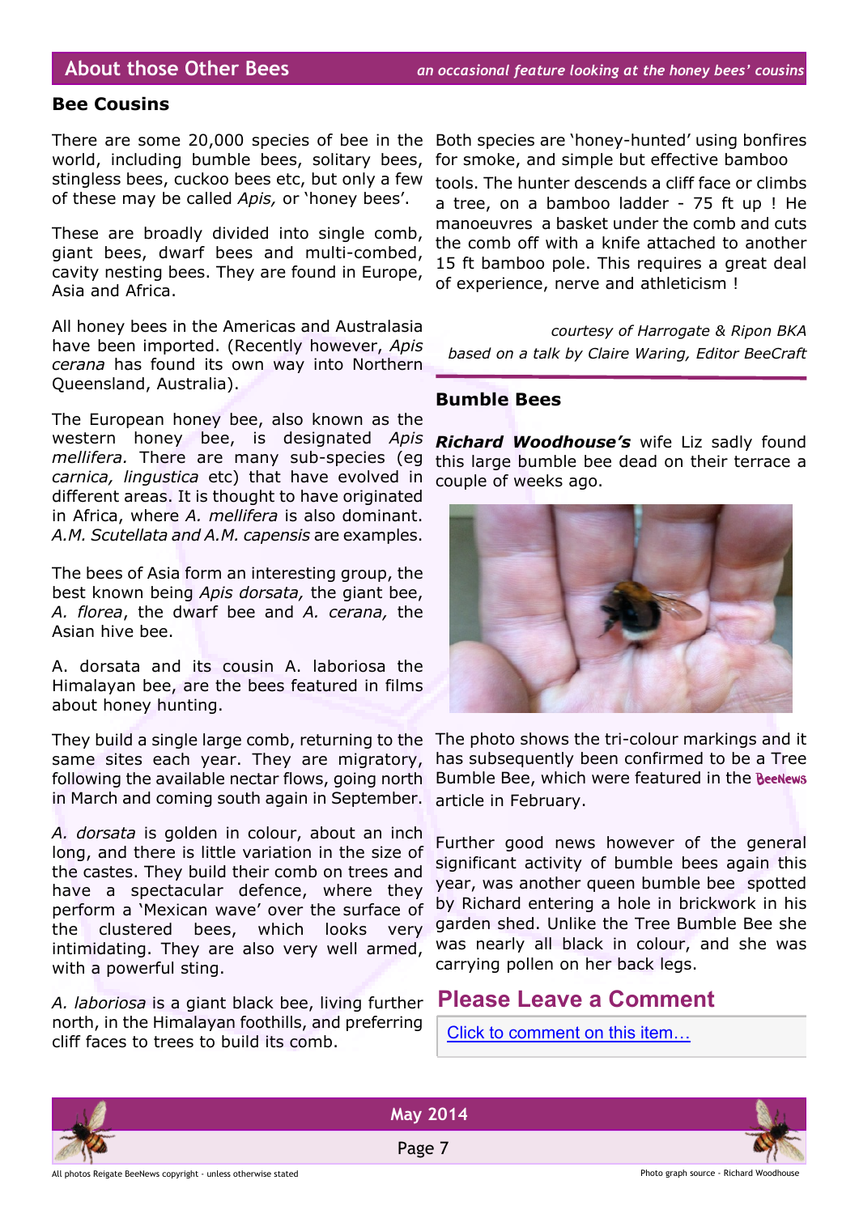## About those Other Bees

*an occasional feature looking at the honey bees' cousins*

### Bee Cousins

There are some 20,000 species of bee in the world, including bumble bees, solitary bees, stingless bees, cuckoo bees etc, but only a few of these may be called *Apis,* or 'honey bees'.

These are broadly divided into single comb, giant bees, dwarf bees and multi-combed, cavity nesting bees. They are found in Europe, Asia and Africa.

All honey bees in the Americas and Australasia have been imported. (Recently however, *Apis cerana* has found its own way into Northern Queensland, Australia).

The European honey bee, also known as the western honey bee, is designated *Apis mellifera.* There are many sub-species (eg *carnica, lingustica* etc) that have evolved in different areas. It is thought to have originated in Africa, where *A. mellifera* is also dominant. *A.M. Scutellata and A.M. capensis* are examples.

The bees of Asia form an interesting group, the best known being *Apis dorsata,* the giant bee, *A. florea*, the dwarf bee and *A. cerana,* the Asian hive bee.

A. dorsata and its cousin A. laboriosa the Himalayan bee, are the bees featured in films about honey hunting.

They build a single large comb, returning to the same sites each year. They are migratory, following the available nectar flows, going north in March and coming south again in September.

*A. dorsata* is golden in colour, about an inch long, and there is little variation in the size of the castes. They build their comb on trees and have a spectacular defence, where they perform a 'Mexican wave' over the surface of the clustered bees, which looks very intimidating. They are also very well armed, with a powerful sting.

*A. laboriosa* is a giant black bee, living further north, in the Himalayan foothills, and preferring cliff faces to trees to build its comb.

Both species are 'honey-hunted' using bonfires for smoke, and simple but effective bamboo tools. The hunter descends a cliff face or climbs a tree, on a bamboo ladder - 75 ft up ! He manoeuvres a basket under the comb and cuts the comb off with a knife attached to another 15 ft bamboo pole. This requires a great deal of experience, nerve and athleticism !

*courtesy of Harrogate & Ripon BKA*
*based on a talk by Claire Waring, Editor BeeCraft*

### Bumble Bees

***Richard Woodhouse's*** wife Liz sadly found this large bumble bee dead on their terrace a couple of weeks ago.

The photo shows the tri-colour markings and it has subsequently been confirmed to be a Tree Bumble Bee, which were featured in the BeeNews article in February.

Further good news however of the general significant activity of bumble bees again this year, was another queen bumble bee spotted by Richard entering a hole in brickwork in his garden shed. Unlike the Tree Bumble Bee she was nearly all black in colour, and she was carrying pollen on her back legs.

## Please Leave a Comment

Click to comment on this item…

All photos Reigate BeeNews copyright - unless otherwise stated

Photo graph source - Richard Woodhouse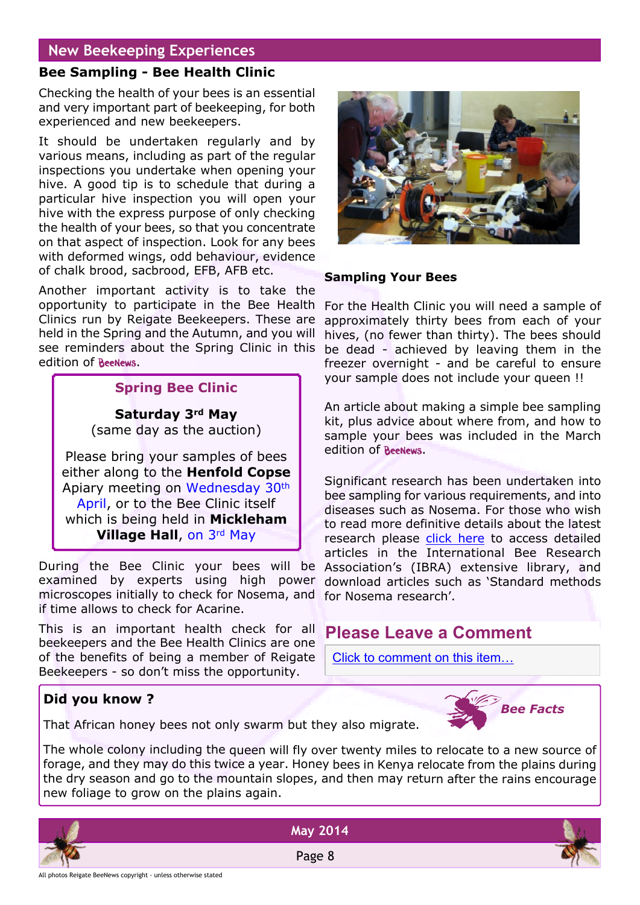## New Beekeeping Experiences

### Bee Sampling - Bee Health Clinic

Checking the health of your bees is an essential and very important part of beekeeping, for both experienced and new beekeepers.

It should be undertaken regularly and by various means, including as part of the regular inspections you undertake when opening your hive. A good tip is to schedule that during a particular hive inspection you will open your hive with the express purpose of only checking the health of your bees, so that you concentrate on that aspect of inspection. Look for any bees with deformed wings, odd behaviour, evidence of chalk brood, sacbrood, EFB, AFB etc.

Another important activity is to take the opportunity to participate in the Bee Health Clinics run by Reigate Beekeepers. These are held in the Spring and the Autumn, and you will see reminders about the Spring Clinic in this edition of BeeNews.

> **Spring Bee Clinic**
>
> **Saturday 3rd May**
> (same day as the auction)
>
> Please bring your samples of bees either along to the **Henfold Copse** Apiary meeting on Wednesday 30th April, or to the Bee Clinic itself which is being held in **Mickleham Village Hall**, on 3rd May

During the Bee Clinic your bees will be examined by experts using high power microscopes initially to check for Nosema, and if time allows to check for Acarine.

This is an important health check for all beekeepers and the Bee Health Clinics are one of the benefits of being a member of Reigate Beekeepers - so don't miss the opportunity.

### Sampling Your Bees

For the Health Clinic you will need a sample of approximately thirty bees from each of your hives, (no fewer than thirty). The bees should be dead - achieved by leaving them in the freezer overnight - and be careful to ensure your sample does not include your queen !!

An article about making a simple bee sampling kit, plus advice about where from, and how to sample your bees was included in the March edition of BeeNews.

Significant research has been undertaken into bee sampling for various requirements, and into diseases such as Nosema. For those who wish to read more definitive details about the latest research please click here to access detailed articles in the International Bee Research Association's (IBRA) extensive library, and download articles such as 'Standard methods for Nosema research'.

## Please Leave a Comment

Click to comment on this item…

### Did you know ?

*Bee Facts*

That African honey bees not only swarm but they also migrate.

The whole colony including the queen will fly over twenty miles to relocate to a new source of forage, and they may do this twice a year. Honey bees in Kenya relocate from the plains during the dry season and go to the mountain slopes, and then may return after the rains encourage new foliage to grow on the plains again.

All photos Reigate BeeNews copyright - unless otherwise stated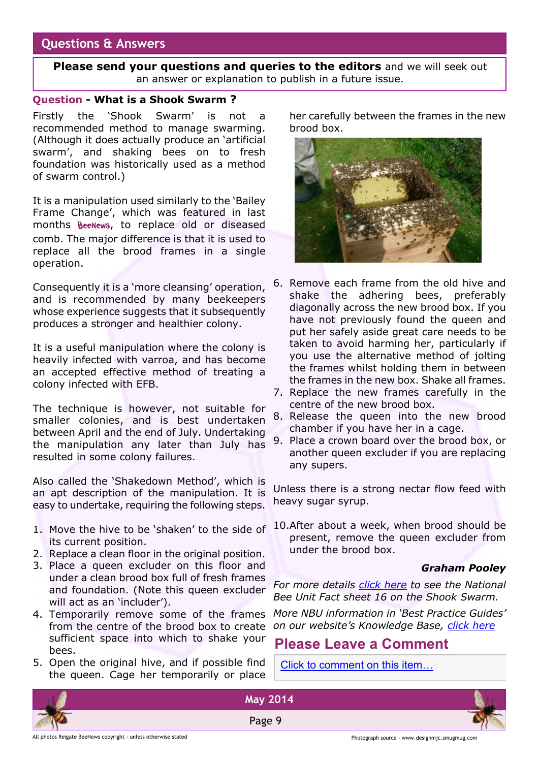## Questions & Answers

**Please send your questions and queries to the editors** and we will seek out an answer or explanation to publish in a future issue.

### Question - What is a Shook Swarm ?

Firstly the 'Shook Swarm' is not a recommended method to manage swarming. (Although it does actually produce an 'artificial swarm', and shaking bees on to fresh foundation was historically used as a method of swarm control.)

It is a manipulation used similarly to the 'Bailey Frame Change', which was featured in last months BeeNews, to replace old or diseased comb. The major difference is that it is used to replace all the brood frames in a single operation.

Consequently it is a 'more cleansing' operation, and is recommended by many beekeepers whose experience suggests that it subsequently produces a stronger and healthier colony.

It is a useful manipulation where the colony is heavily infected with varroa, and has become an accepted effective method of treating a colony infected with EFB.

The technique is however, not suitable for smaller colonies, and is best undertaken between April and the end of July. Undertaking the manipulation any later than July has resulted in some colony failures.

Also called the 'Shakedown Method', which is an apt description of the manipulation. It is easy to undertake, requiring the following steps.

1. Move the hive to be 'shaken' to the side of its current position.
2. Replace a clean floor in the original position.
3. Place a queen excluder on this floor and under a clean brood box full of fresh frames and foundation. (Note this queen excluder will act as an 'includer').
4. Temporarily remove some of the frames from the centre of the brood box to create sufficient space into which to shake your bees.
5. Open the original hive, and if possible find the queen. Cage her temporarily or place her carefully between the frames in the new brood box.
6. Remove each frame from the old hive and shake the adhering bees, preferably diagonally across the new brood box. If you have not previously found the queen and put her safely aside great care needs to be taken to avoid harming her, particularly if you use the alternative method of jolting the frames whilst holding them in between the frames in the new box. Shake all frames.
7. Replace the new frames carefully in the centre of the new brood box.
8. Release the queen into the new brood chamber if you have her in a cage.
9. Place a crown board over the brood box, or another queen excluder if you are replacing any supers.

Unless there is a strong nectar flow feed with heavy sugar syrup.

10. After about a week, when brood should be present, remove the queen excluder from under the brood box.

***Graham Pooley***

*For more details click here to see the National Bee Unit Fact sheet 16 on the Shook Swarm.*

*More NBU information in 'Best Practice Guides' on our website's Knowledge Base, click here*

## Please Leave a Comment

Click to comment on this item…

All photos Reigate BeeNews copyright - unless otherwise stated

Photograph source - www.designmjc.smugmug.com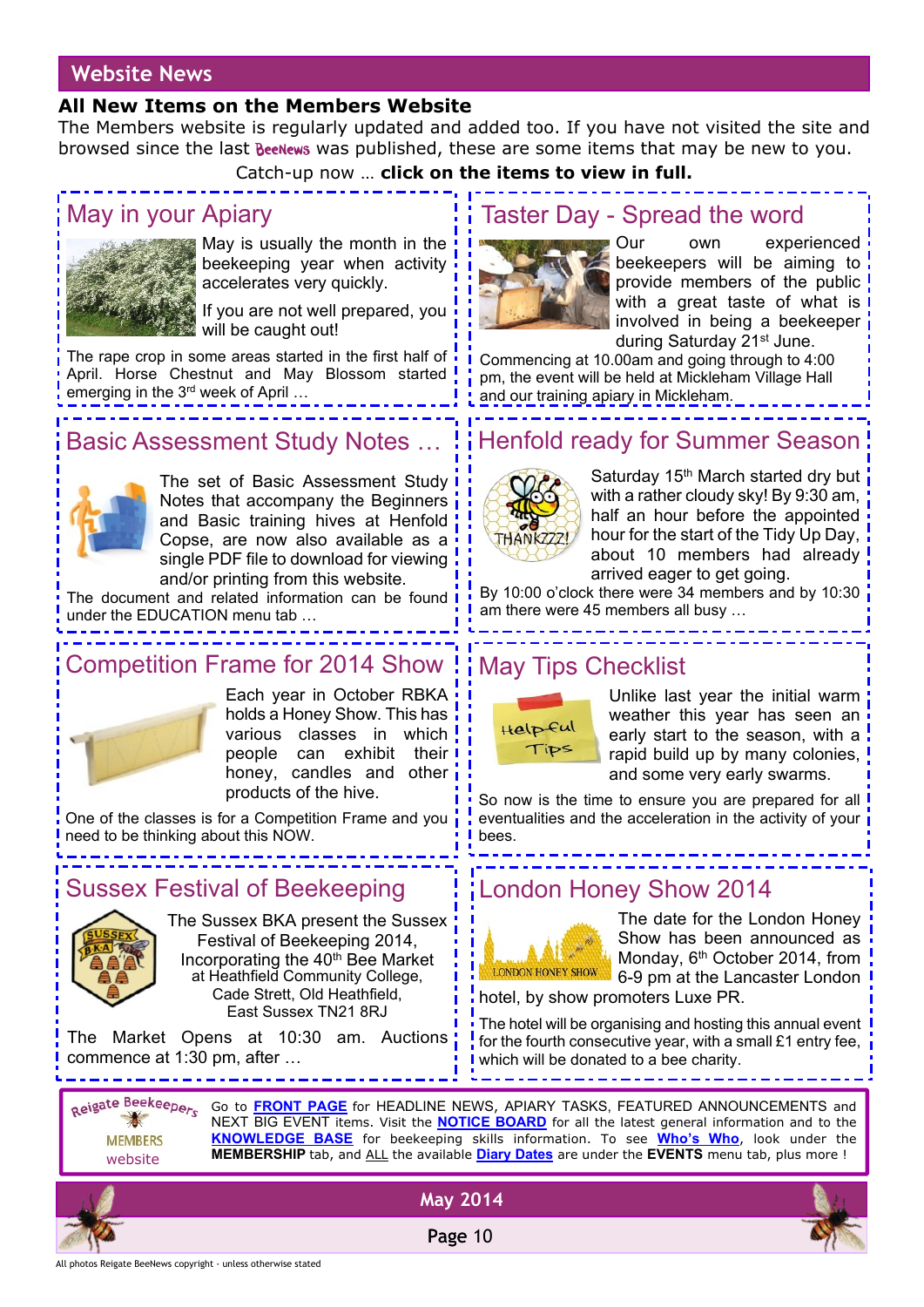## Website News

### All New Items on the Members Website

The Members website is regularly updated and added too. If you have not visited the site and browsed since the last BeeNews was published, these are some items that may be new to you.

Catch-up now … **click on the items to view in full.**

### May in your Apiary

May is usually the month in the beekeeping year when activity accelerates very quickly.

If you are not well prepared, you will be caught out!

The rape crop in some areas started in the first half of April. Horse Chestnut and May Blossom started emerging in the 3rd week of April …

### Taster Day - Spread the word

Our own experienced beekeepers will be aiming to provide members of the public with a great taste of what is involved in being a beekeeper during Saturday 21st June.

Commencing at 10.00am and going through to 4:00 pm, the event will be held at Mickleham Village Hall and our training apiary in Mickleham.

### Basic Assessment Study Notes …

The set of Basic Assessment Study Notes that accompany the Beginners and Basic training hives at Henfold Copse, are now also available as a single PDF file to download for viewing and/or printing from this website.

The document and related information can be found under the EDUCATION menu tab …

### Henfold ready for Summer Season

Saturday 15th March started dry but with a rather cloudy sky! By 9:30 am, half an hour before the appointed hour for the start of the Tidy Up Day, about 10 members had already arrived eager to get going.

By 10:00 o'clock there were 34 members and by 10:30 am there were 45 members all busy …

### Competition Frame for 2014 Show

Each year in October RBKA holds a Honey Show. This has various classes in which people can exhibit their honey, candles and other products of the hive.

One of the classes is for a Competition Frame and you need to be thinking about this NOW.

### May Tips Checklist

Unlike last year the initial warm weather this year has seen an early start to the season, with a rapid build up by many colonies, and some very early swarms.

So now is the time to ensure you are prepared for all eventualities and the acceleration in the activity of your bees.

### Sussex Festival of Beekeeping

The Sussex BKA present the Sussex Festival of Beekeeping 2014, Incorporating the 40th Bee Market at Heathfield Community College, Cade Strett, Old Heathfield, East Sussex TN21 8RJ

The Market Opens at 10:30 am. Auctions commence at 1:30 pm, after …

### London Honey Show 2014

The date for the London Honey Show has been announced as Monday, 6th October 2014, from 6-9 pm at the Lancaster London hotel, by show promoters Luxe PR.

The hotel will be organising and hosting this annual event for the fourth consecutive year, with a small £1 entry fee, which will be donated to a bee charity.

---

Reigate Beekeepers MEMBERS website

Go to **FRONT PAGE** for HEADLINE NEWS, APIARY TASKS, FEATURED ANNOUNCEMENTS and NEXT BIG EVENT items. Visit the **NOTICE BOARD** for all the latest general information and to the **KNOWLEDGE BASE** for beekeeping skills information. To see **Who's Who**, look under the **MEMBERSHIP** tab, and ALL the available **Diary Dates** are under the **EVENTS** menu tab, plus more !

All photos Reigate BeeNews copyright - unless otherwise stated